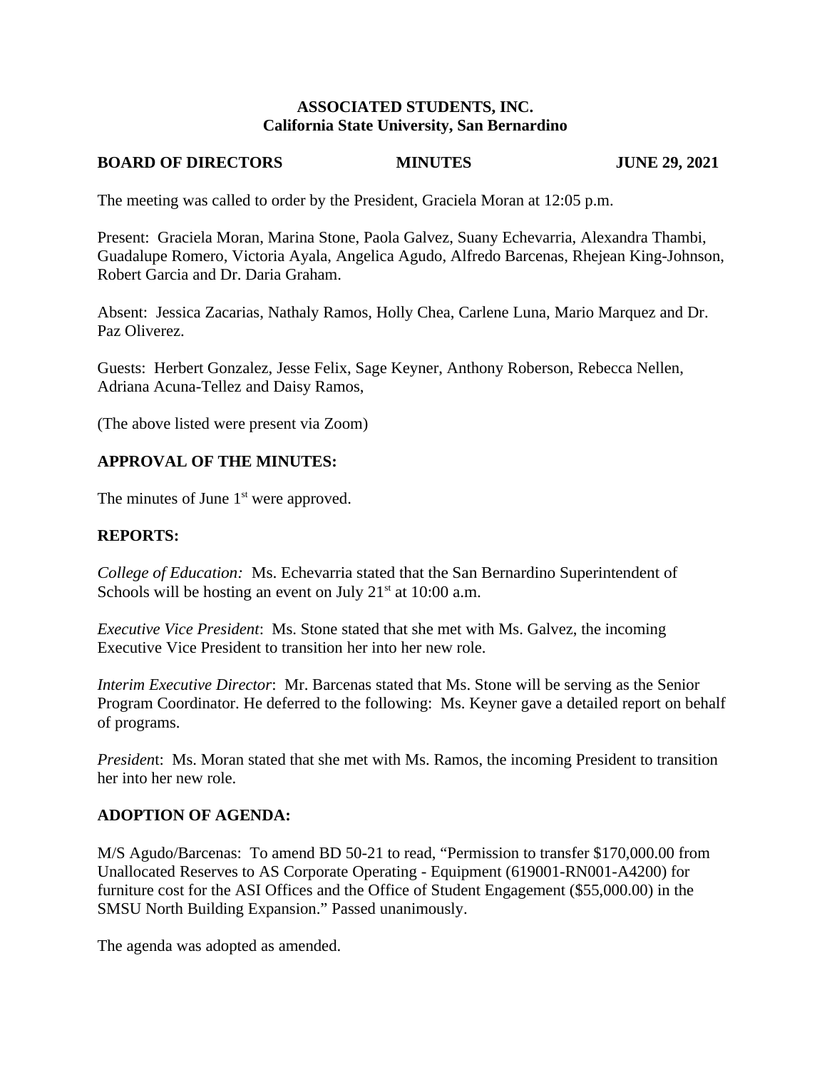**ASSOCIATED STUDENTS, INC.**
**California State University, San Bernardino**

**BOARD OF DIRECTORS MINUTES JUNE 29, 2021**

The meeting was called to order by the President, Graciela Moran at 12:05 p.m.

Present: Graciela Moran, Marina Stone, Paola Galvez, Suany Echevarria, Alexandra Thambi, Guadalupe Romero, Victoria Ayala, Angelica Agudo, Alfredo Barcenas, Rhejean King-Johnson, Robert Garcia and Dr. Daria Graham.

Absent: Jessica Zacarias, Nathaly Ramos, Holly Chea, Carlene Luna, Mario Marquez and Dr. Paz Oliverez.

Guests: Herbert Gonzalez, Jesse Felix, Sage Keyner, Anthony Roberson, Rebecca Nellen, Adriana Acuna-Tellez and Daisy Ramos,

(The above listed were present via Zoom)

## APPROVAL OF THE MINUTES:

The minutes of June 1st were approved.

## REPORTS:

*College of Education:* Ms. Echevarria stated that the San Bernardino Superintendent of Schools will be hosting an event on July 21st at 10:00 a.m.

*Executive Vice President*: Ms. Stone stated that she met with Ms. Galvez, the incoming Executive Vice President to transition her into her new role.

*Interim Executive Director*: Mr. Barcenas stated that Ms. Stone will be serving as the Senior Program Coordinator. He deferred to the following: Ms. Keyner gave a detailed report on behalf of programs.

*President*: Ms. Moran stated that she met with Ms. Ramos, the incoming President to transition her into her new role.

## ADOPTION OF AGENDA:

M/S Agudo/Barcenas: To amend BD 50-21 to read, "Permission to transfer $170,000.00 from Unallocated Reserves to AS Corporate Operating - Equipment (619001-RN001-A4200) for furniture cost for the ASI Offices and the Office of Student Engagement ($55,000.00) in the SMSU North Building Expansion." Passed unanimously.

The agenda was adopted as amended.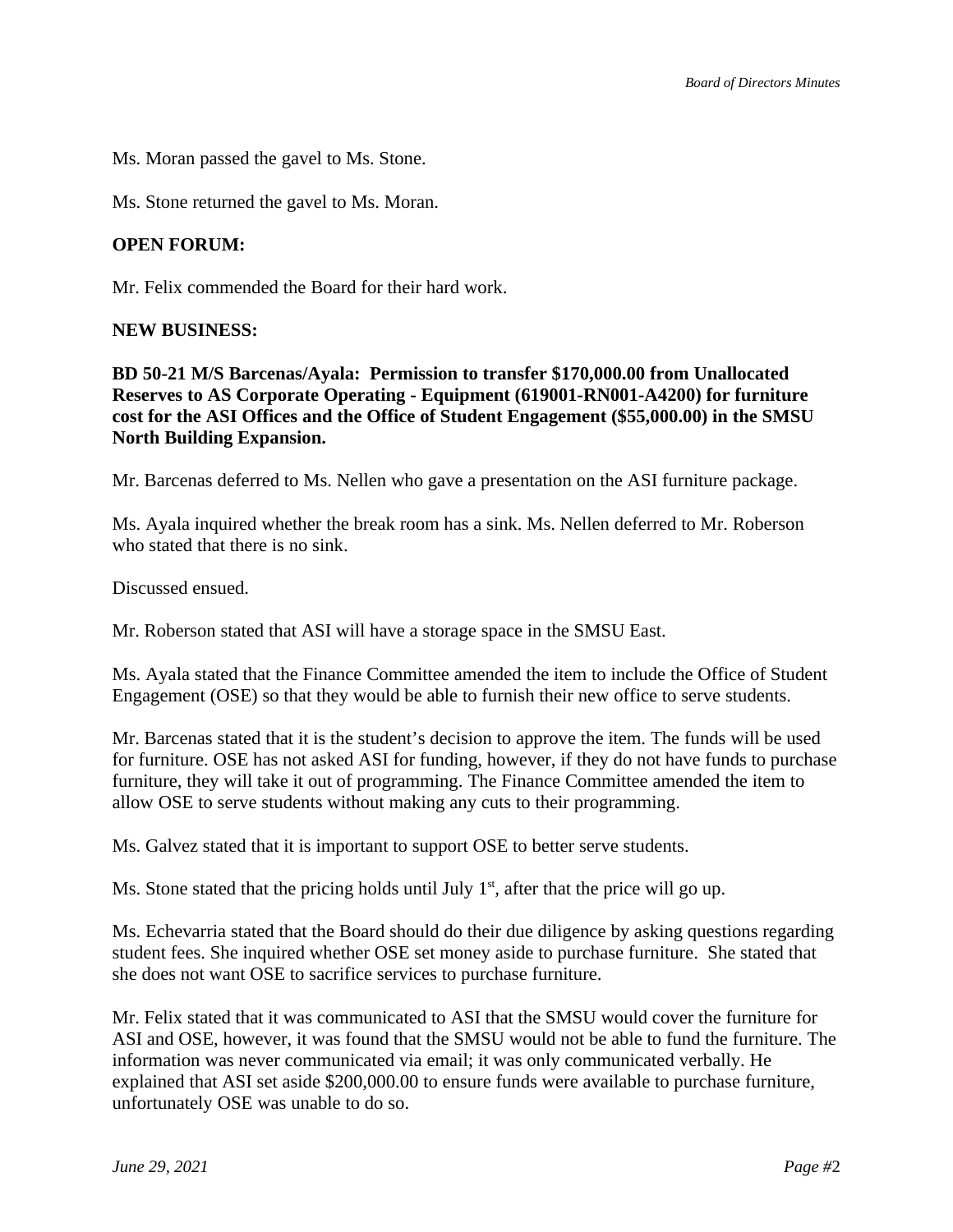Ms. Moran passed the gavel to Ms. Stone.

Ms. Stone returned the gavel to Ms. Moran.

**OPEN FORUM:**

Mr. Felix commended the Board for their hard work.

**NEW BUSINESS:**

**BD 50-21 M/S Barcenas/Ayala: Permission to transfer $170,000.00 from Unallocated Reserves to AS Corporate Operating - Equipment (619001-RN001-A4200) for furniture cost for the ASI Offices and the Office of Student Engagement ($55,000.00) in the SMSU North Building Expansion.**

Mr. Barcenas deferred to Ms. Nellen who gave a presentation on the ASI furniture package.

Ms. Ayala inquired whether the break room has a sink. Ms. Nellen deferred to Mr. Roberson who stated that there is no sink.

Discussed ensued.

Mr. Roberson stated that ASI will have a storage space in the SMSU East.

Ms. Ayala stated that the Finance Committee amended the item to include the Office of Student Engagement (OSE) so that they would be able to furnish their new office to serve students.

Mr. Barcenas stated that it is the student's decision to approve the item. The funds will be used for furniture. OSE has not asked ASI for funding, however, if they do not have funds to purchase furniture, they will take it out of programming. The Finance Committee amended the item to allow OSE to serve students without making any cuts to their programming.

Ms. Galvez stated that it is important to support OSE to better serve students.

Ms. Stone stated that the pricing holds until July 1st, after that the price will go up.

Ms. Echevarria stated that the Board should do their due diligence by asking questions regarding student fees. She inquired whether OSE set money aside to purchase furniture. She stated that she does not want OSE to sacrifice services to purchase furniture.

Mr. Felix stated that it was communicated to ASI that the SMSU would cover the furniture for ASI and OSE, however, it was found that the SMSU would not be able to fund the furniture. The information was never communicated via email; it was only communicated verbally. He explained that ASI set aside $200,000.00 to ensure funds were available to purchase furniture, unfortunately OSE was unable to do so.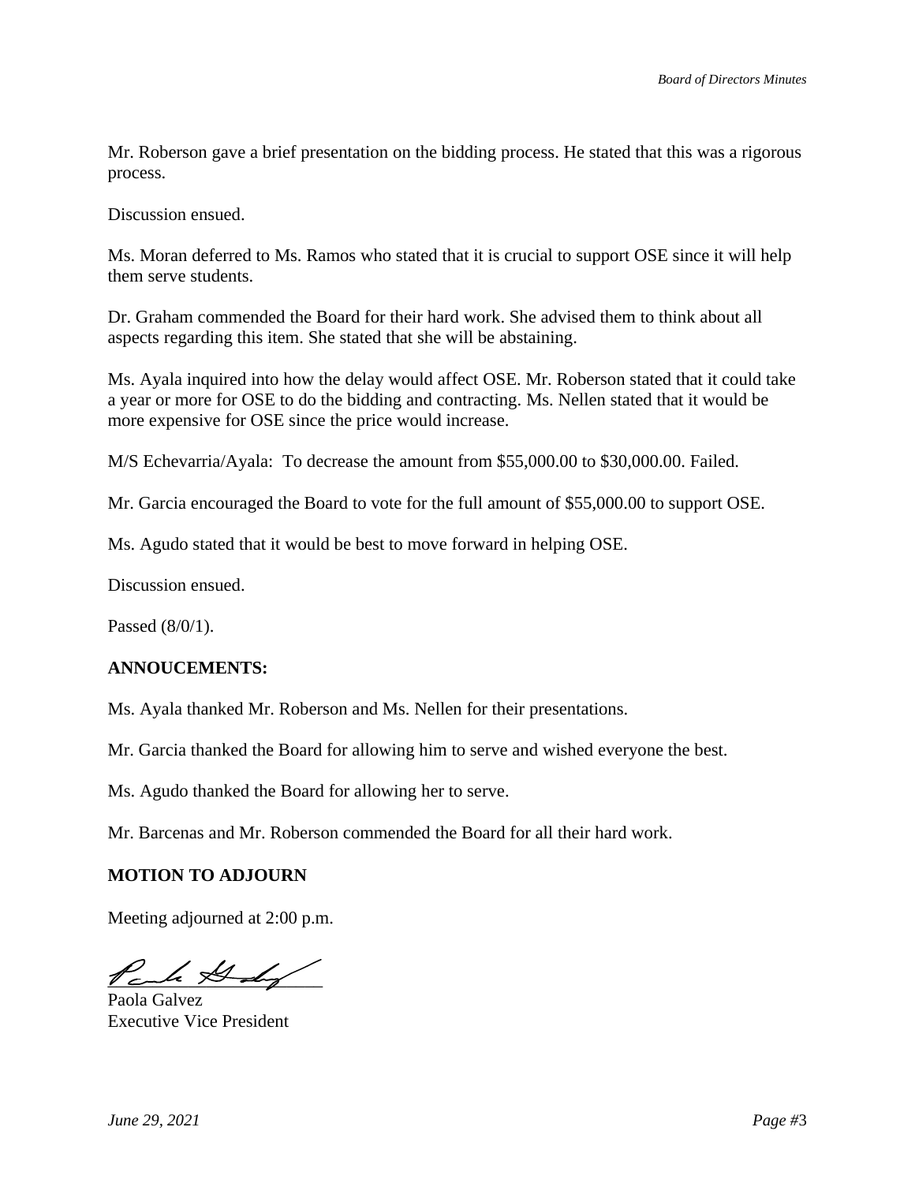Mr. Roberson gave a brief presentation on the bidding process. He stated that this was a rigorous process.

Discussion ensued.

Ms. Moran deferred to Ms. Ramos who stated that it is crucial to support OSE since it will help them serve students.

Dr. Graham commended the Board for their hard work. She advised them to think about all aspects regarding this item. She stated that she will be abstaining.

Ms. Ayala inquired into how the delay would affect OSE. Mr. Roberson stated that it could take a year or more for OSE to do the bidding and contracting. Ms. Nellen stated that it would be more expensive for OSE since the price would increase.

M/S Echevarria/Ayala: To decrease the amount from $55,000.00 to $30,000.00. Failed.

Mr. Garcia encouraged the Board to vote for the full amount of $55,000.00 to support OSE.

Ms. Agudo stated that it would be best to move forward in helping OSE.

Discussion ensued.

Passed (8/0/1).

**ANNOUCEMENTS:**

Ms. Ayala thanked Mr. Roberson and Ms. Nellen for their presentations.

Mr. Garcia thanked the Board for allowing him to serve and wished everyone the best.

Ms. Agudo thanked the Board for allowing her to serve.

Mr. Barcenas and Mr. Roberson commended the Board for all their hard work.

**MOTION TO ADJOURN**

Meeting adjourned at 2:00 p.m.

Paola Galvez
Executive Vice President

*June 29, 2021*